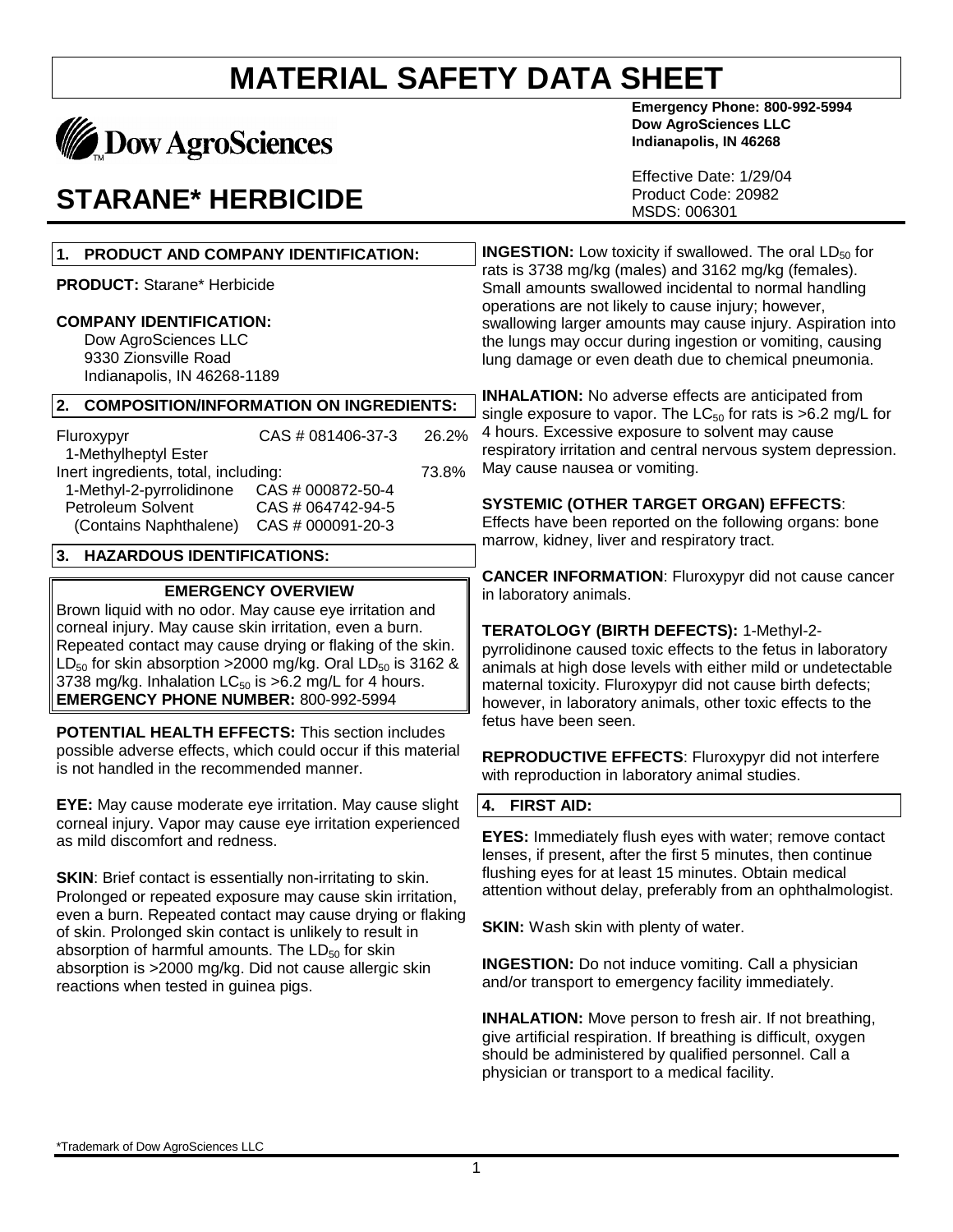# MATERIAL SAFETY DATA SHEET

Dow AgroSciences

**Emergency Phone: 800-992-5994**
**Dow AgroSciences LLC**
**Indianapolis, IN 46268**

## STARANE* HERBICIDE

Effective Date: 1/29/04
Product Code: 20982
MSDS: 006301

### 1. PRODUCT AND COMPANY IDENTIFICATION:

**PRODUCT:** Starane* Herbicide

**COMPANY IDENTIFICATION:**
Dow AgroSciences LLC
9330 Zionsville Road
Indianapolis, IN 46268-1189

### 2. COMPOSITION/INFORMATION ON INGREDIENTS:

| | | |
|---|---|---|
| Fluroxypyr 1-Methylheptyl Ester | CAS # 081406-37-3 | 26.2% |
| Inert ingredients, total, including: | | 73.8% |
| 1-Methyl-2-pyrrolidinone | CAS # 000872-50-4 | |
| Petroleum Solvent | CAS # 064742-94-5 | |
| (Contains Naphthalene) | CAS # 000091-20-3 | |

### 3. HAZARDOUS IDENTIFICATIONS:

**EMERGENCY OVERVIEW**

Brown liquid with no odor. May cause eye irritation and corneal injury. May cause skin irritation, even a burn. Repeated contact may cause drying or flaking of the skin. $LD_{50}$ for skin absorption >2000 mg/kg. Oral $LD_{50}$ is 3162 & 3738 mg/kg. Inhalation $LC_{50}$ is >6.2 mg/L for 4 hours.
**EMERGENCY PHONE NUMBER:** 800-992-5994

**POTENTIAL HEALTH EFFECTS:** This section includes possible adverse effects, which could occur if this material is not handled in the recommended manner.

**EYE:** May cause moderate eye irritation. May cause slight corneal injury. Vapor may cause eye irritation experienced as mild discomfort and redness.

**SKIN**: Brief contact is essentially non-irritating to skin. Prolonged or repeated exposure may cause skin irritation, even a burn. Repeated contact may cause drying or flaking of skin. Prolonged skin contact is unlikely to result in absorption of harmful amounts. The $LD_{50}$ for skin absorption is >2000 mg/kg. Did not cause allergic skin reactions when tested in guinea pigs.

**INGESTION:** Low toxicity if swallowed. The oral $LD_{50}$ for rats is 3738 mg/kg (males) and 3162 mg/kg (females). Small amounts swallowed incidental to normal handling operations are not likely to cause injury; however, swallowing larger amounts may cause injury. Aspiration into the lungs may occur during ingestion or vomiting, causing lung damage or even death due to chemical pneumonia.

**INHALATION:** No adverse effects are anticipated from single exposure to vapor. The $LC_{50}$ for rats is >6.2 mg/L for 4 hours. Excessive exposure to solvent may cause respiratory irritation and central nervous system depression. May cause nausea or vomiting.

**SYSTEMIC (OTHER TARGET ORGAN) EFFECTS**: Effects have been reported on the following organs: bone marrow, kidney, liver and respiratory tract.

**CANCER INFORMATION**: Fluroxypyr did not cause cancer in laboratory animals.

**TERATOLOGY (BIRTH DEFECTS):** 1-Methyl-2-pyrrolidinone caused toxic effects to the fetus in laboratory animals at high dose levels with either mild or undetectable maternal toxicity. Fluroxypyr did not cause birth defects; however, in laboratory animals, other toxic effects to the fetus have been seen.

**REPRODUCTIVE EFFECTS**: Fluroxypyr did not interfere with reproduction in laboratory animal studies.

### 4. FIRST AID:

**EYES:** Immediately flush eyes with water; remove contact lenses, if present, after the first 5 minutes, then continue flushing eyes for at least 15 minutes. Obtain medical attention without delay, preferably from an ophthalmologist.

**SKIN:** Wash skin with plenty of water.

**INGESTION:** Do not induce vomiting. Call a physician and/or transport to emergency facility immediately.

**INHALATION:** Move person to fresh air. If not breathing, give artificial respiration. If breathing is difficult, oxygen should be administered by qualified personnel. Call a physician or transport to a medical facility.

*Trademark of Dow AgroSciences LLC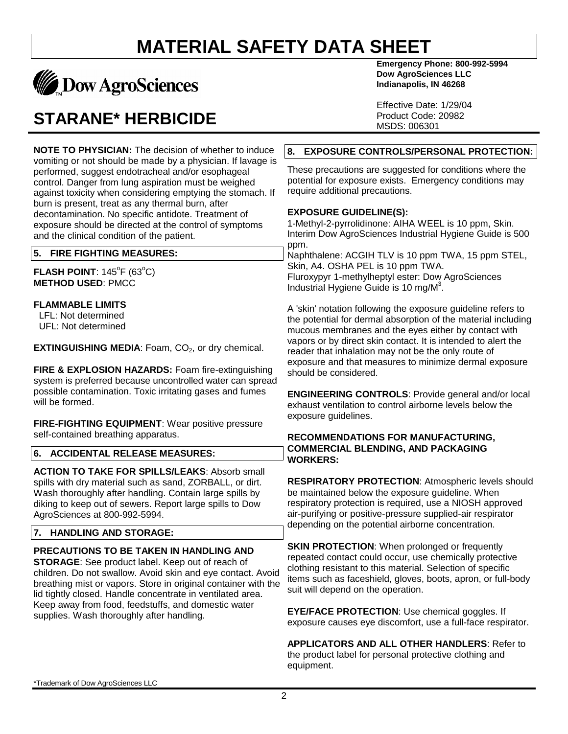# MATERIAL SAFETY DATA SHEET

Dow AgroSciences

## STARANE* HERBICIDE

**Emergency Phone: 800-992-5994**
**Dow AgroSciences LLC**
**Indianapolis, IN 46268**

Effective Date: 1/29/04
Product Code: 20982
MSDS: 006301

**NOTE TO PHYSICIAN:** The decision of whether to induce vomiting or not should be made by a physician. If lavage is performed, suggest endotracheal and/or esophageal control. Danger from lung aspiration must be weighed against toxicity when considering emptying the stomach. If burn is present, treat as any thermal burn, after decontamination. No specific antidote. Treatment of exposure should be directed at the control of symptoms and the clinical condition of the patient.

### 5. FIRE FIGHTING MEASURES:

**FLASH POINT**: 145°F (63°C)
**METHOD USED**: PMCC

**FLAMMABLE LIMITS**
LFL: Not determined
UFL: Not determined

**EXTINGUISHING MEDIA**: Foam, $CO_2$, or dry chemical.

**FIRE & EXPLOSION HAZARDS:** Foam fire-extinguishing system is preferred because uncontrolled water can spread possible contamination. Toxic irritating gases and fumes will be formed.

**FIRE-FIGHTING EQUIPMENT**: Wear positive pressure self-contained breathing apparatus.

### 6. ACCIDENTAL RELEASE MEASURES:

**ACTION TO TAKE FOR SPILLS/LEAKS**: Absorb small spills with dry material such as sand, ZORBALL, or dirt. Wash thoroughly after handling. Contain large spills by diking to keep out of sewers. Report large spills to Dow AgroSciences at 800-992-5994.

### 7. HANDLING AND STORAGE:

**PRECAUTIONS TO BE TAKEN IN HANDLING AND STORAGE**: See product label. Keep out of reach of children. Do not swallow. Avoid skin and eye contact. Avoid breathing mist or vapors. Store in original container with the lid tightly closed. Handle concentrate in ventilated area. Keep away from food, feedstuffs, and domestic water supplies. Wash thoroughly after handling.

### 8. EXPOSURE CONTROLS/PERSONAL PROTECTION:

These precautions are suggested for conditions where the potential for exposure exists. Emergency conditions may require additional precautions.

**EXPOSURE GUIDELINE(S):**
1-Methyl-2-pyrrolidinone: AIHA WEEL is 10 ppm, Skin. Interim Dow AgroSciences Industrial Hygiene Guide is 500 ppm.
Naphthalene: ACGIH TLV is 10 ppm TWA, 15 ppm STEL, Skin, A4. OSHA PEL is 10 ppm TWA.
Fluroxypyr 1-methylheptyl ester: Dow AgroSciences Industrial Hygiene Guide is 10 $mg/M^3$.

A 'skin' notation following the exposure guideline refers to the potential for dermal absorption of the material including mucous membranes and the eyes either by contact with vapors or by direct skin contact. It is intended to alert the reader that inhalation may not be the only route of exposure and that measures to minimize dermal exposure should be considered.

**ENGINEERING CONTROLS**: Provide general and/or local exhaust ventilation to control airborne levels below the exposure guidelines.

**RECOMMENDATIONS FOR MANUFACTURING, COMMERCIAL BLENDING, AND PACKAGING WORKERS:**

**RESPIRATORY PROTECTION**: Atmospheric levels should be maintained below the exposure guideline. When respiratory protection is required, use a NIOSH approved air-purifying or positive-pressure supplied-air respirator depending on the potential airborne concentration.

**SKIN PROTECTION**: When prolonged or frequently repeated contact could occur, use chemically protective clothing resistant to this material. Selection of specific items such as faceshield, gloves, boots, apron, or full-body suit will depend on the operation.

**EYE/FACE PROTECTION**: Use chemical goggles. If exposure causes eye discomfort, use a full-face respirator.

**APPLICATORS AND ALL OTHER HANDLERS**: Refer to the product label for personal protective clothing and equipment.

*Trademark of Dow AgroSciences LLC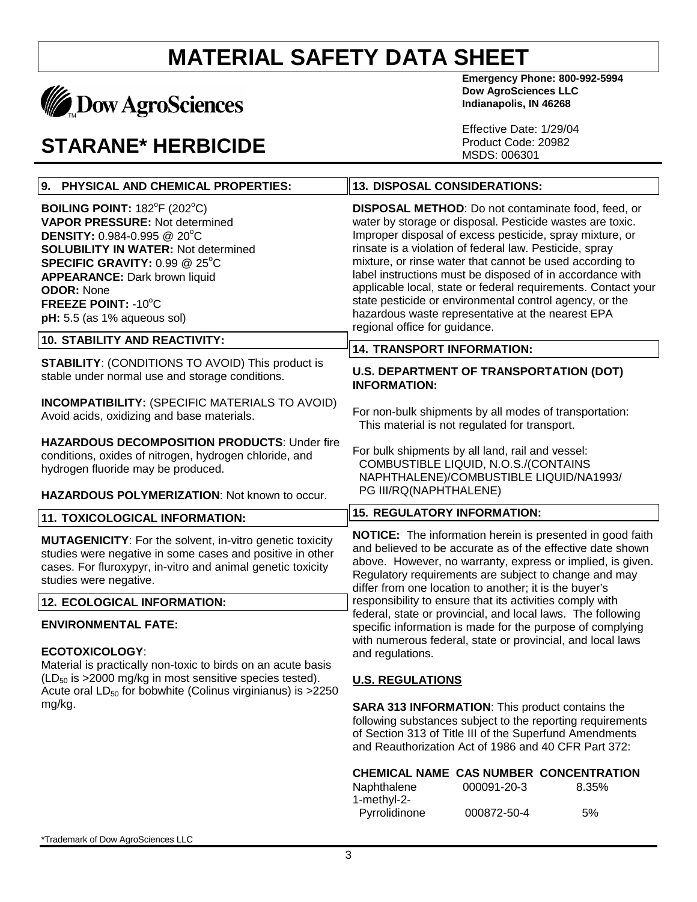# MATERIAL SAFETY DATA SHEET

Dow AgroSciences

**Emergency Phone: 800-992-5994**
**Dow AgroSciences LLC**
**Indianapolis, IN 46268**

# STARANE* HERBICIDE

Effective Date: 1/29/04
Product Code: 20982
MSDS: 006301

## 9. PHYSICAL AND CHEMICAL PROPERTIES:

**BOILING POINT:** 182°F (202°C)
**VAPOR PRESSURE:** Not determined
**DENSITY:** 0.984-0.995 @ 20°C
**SOLUBILITY IN WATER:** Not determined
**SPECIFIC GRAVITY:** 0.99 @ 25°C
**APPEARANCE:** Dark brown liquid
**ODOR:** None
**FREEZE POINT:** -10°C
**pH:** 5.5 (as 1% aqueous sol)

## 10. STABILITY AND REACTIVITY:

**STABILITY**: (CONDITIONS TO AVOID) This product is stable under normal use and storage conditions.

**INCOMPATIBILITY:** (SPECIFIC MATERIALS TO AVOID) Avoid acids, oxidizing and base materials.

**HAZARDOUS DECOMPOSITION PRODUCTS**: Under fire conditions, oxides of nitrogen, hydrogen chloride, and hydrogen fluoride may be produced.

**HAZARDOUS POLYMERIZATION**: Not known to occur.

## 11. TOXICOLOGICAL INFORMATION:

**MUTAGENICITY**: For the solvent, in-vitro genetic toxicity studies were negative in some cases and positive in other cases. For fluroxypyr, in-vitro and animal genetic toxicity studies were negative.

## 12. ECOLOGICAL INFORMATION:

**ENVIRONMENTAL FATE:**

**ECOTOXICOLOGY**:
Material is practically non-toxic to birds on an acute basis ($LD_{50}$ is >2000 mg/kg in most sensitive species tested). Acute oral $LD_{50}$ for bobwhite (Colinus virginianus) is >2250 mg/kg.

## 13. DISPOSAL CONSIDERATIONS:

**DISPOSAL METHOD**: Do not contaminate food, feed, or water by storage or disposal. Pesticide wastes are toxic. Improper disposal of excess pesticide, spray mixture, or rinsate is a violation of federal law. Pesticide, spray mixture, or rinse water that cannot be used according to label instructions must be disposed of in accordance with applicable local, state or federal requirements. Contact your state pesticide or environmental control agency, or the hazardous waste representative at the nearest EPA regional office for guidance.

## 14. TRANSPORT INFORMATION:

**U.S. DEPARTMENT OF TRANSPORTATION (DOT) INFORMATION:**

For non-bulk shipments by all modes of transportation:
This material is not regulated for transport.

For bulk shipments by all land, rail and vessel:
COMBUSTIBLE LIQUID, N.O.S./(CONTAINS NAPHTHALENE)/COMBUSTIBLE LIQUID/NA1993/ PG III/RQ(NAPHTHALENE)

## 15. REGULATORY INFORMATION:

**NOTICE:** The information herein is presented in good faith and believed to be accurate as of the effective date shown above. However, no warranty, express or implied, is given. Regulatory requirements are subject to change and may differ from one location to another; it is the buyer's responsibility to ensure that its activities comply with federal, state or provincial, and local laws. The following specific information is made for the purpose of complying with numerous federal, state or provincial, and local laws and regulations.

**U.S. REGULATIONS**

**SARA 313 INFORMATION**: This product contains the following substances subject to the reporting requirements of Section 313 of Title III of the Superfund Amendments and Reauthorization Act of 1986 and 40 CFR Part 372:

| CHEMICAL NAME | CAS NUMBER | CONCENTRATION |
|---|---|---|
| Naphthalene | 000091-20-3 | 8.35% |
| 1-methyl-2-Pyrrolidinone | 000872-50-4 | 5% |

*Trademark of Dow AgroSciences LLC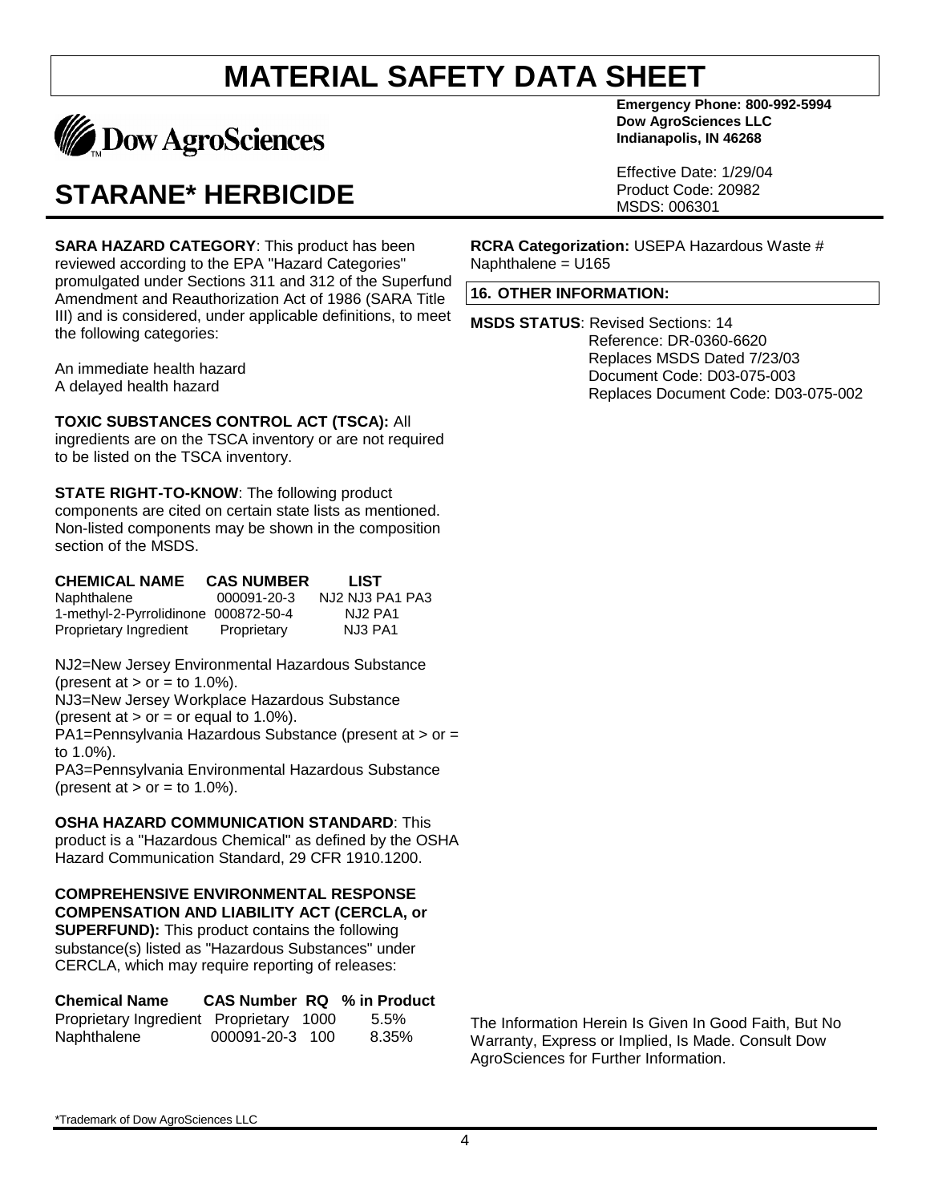# MATERIAL SAFETY DATA SHEET

Dow AgroSciences

## STARANE* HERBICIDE

**Emergency Phone: 800-992-5994**
**Dow AgroSciences LLC**
**Indianapolis, IN 46268**

Effective Date: 1/29/04
Product Code: 20982
MSDS: 006301

**SARA HAZARD CATEGORY**: This product has been reviewed according to the EPA "Hazard Categories" promulgated under Sections 311 and 312 of the Superfund Amendment and Reauthorization Act of 1986 (SARA Title III) and is considered, under applicable definitions, to meet the following categories:

An immediate health hazard
A delayed health hazard

**TOXIC SUBSTANCES CONTROL ACT (TSCA):** All ingredients are on the TSCA inventory or are not required to be listed on the TSCA inventory.

**STATE RIGHT-TO-KNOW**: The following product components are cited on certain state lists as mentioned. Non-listed components may be shown in the composition section of the MSDS.

| CHEMICAL NAME | CAS NUMBER | LIST |
|---|---|---|
| Naphthalene | 000091-20-3 | NJ2 NJ3 PA1 PA3 |
| 1-methyl-2-Pyrrolidinone | 000872-50-4 | NJ2 PA1 |
| Proprietary Ingredient | Proprietary | NJ3 PA1 |

NJ2=New Jersey Environmental Hazardous Substance (present at > or = to 1.0%).
NJ3=New Jersey Workplace Hazardous Substance (present at > or = or equal to 1.0%).
PA1=Pennsylvania Hazardous Substance (present at > or = to 1.0%).
PA3=Pennsylvania Environmental Hazardous Substance (present at > or = to 1.0%).

**OSHA HAZARD COMMUNICATION STANDARD**: This product is a "Hazardous Chemical" as defined by the OSHA Hazard Communication Standard, 29 CFR 1910.1200.

**COMPREHENSIVE ENVIRONMENTAL RESPONSE COMPENSATION AND LIABILITY ACT (CERCLA, or SUPERFUND):** This product contains the following substance(s) listed as "Hazardous Substances" under CERCLA, which may require reporting of releases:

| Chemical Name | CAS Number | RQ | % in Product |
|---|---|---|---|
| Proprietary Ingredient | Proprietary | 1000 | 5.5% |
| Naphthalene | 000091-20-3 | 100 | 8.35% |

**RCRA Categorization:** USEPA Hazardous Waste # Naphthalene = U165

## 16. OTHER INFORMATION:

**MSDS STATUS**: Revised Sections: 14
Reference: DR-0360-6620
Replaces MSDS Dated 7/23/03
Document Code: D03-075-003
Replaces Document Code: D03-075-002

The Information Herein Is Given In Good Faith, But No Warranty, Express or Implied, Is Made. Consult Dow AgroSciences for Further Information.

*Trademark of Dow AgroSciences LLC